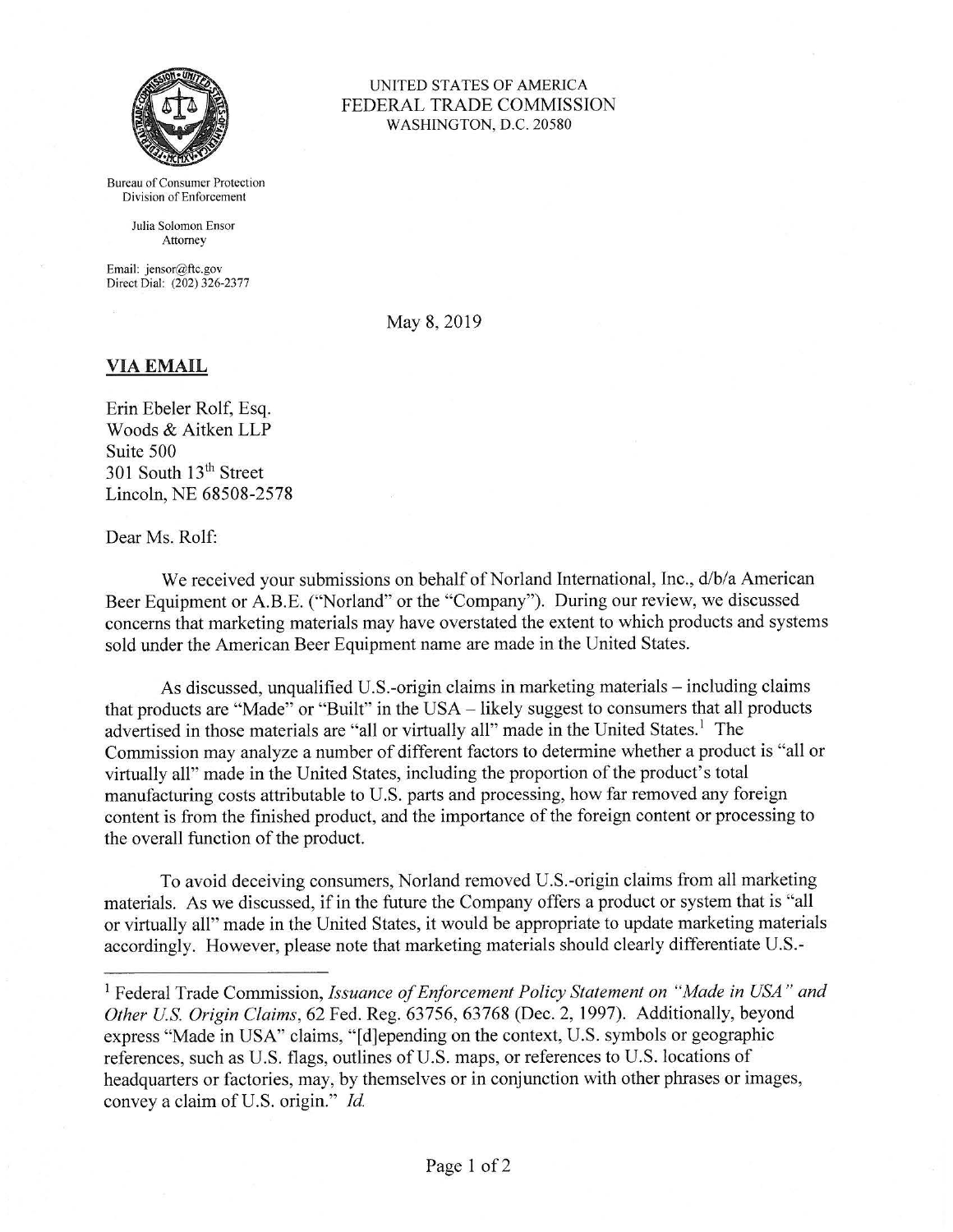UNITED STATES OF AMERICA
FEDERAL TRADE COMMISSION
WASHINGTON, D.C. 20580

Bureau of Consumer Protection
Division of Enforcement

Julia Solomon Ensor
Attorney

Email: jensor@ftc.gov
Direct Dial: (202) 326-2377

May 8, 2019

**VIA EMAIL**

Erin Ebeler Rolf, Esq.
Woods & Aitken LLP
Suite 500
301 South 13th Street
Lincoln, NE 68508-2578

Dear Ms. Rolf:

We received your submissions on behalf of Norland International, Inc., d/b/a American Beer Equipment or A.B.E. ("Norland" or the "Company"). During our review, we discussed concerns that marketing materials may have overstated the extent to which products and systems sold under the American Beer Equipment name are made in the United States.

As discussed, unqualified U.S.-origin claims in marketing materials – including claims that products are "Made" or "Built" in the USA – likely suggest to consumers that all products advertised in those materials are "all or virtually all" made in the United States.[1] The Commission may analyze a number of different factors to determine whether a product is "all or virtually all" made in the United States, including the proportion of the product's total manufacturing costs attributable to U.S. parts and processing, how far removed any foreign content is from the finished product, and the importance of the foreign content or processing to the overall function of the product.

To avoid deceiving consumers, Norland removed U.S.-origin claims from all marketing materials. As we discussed, if in the future the Company offers a product or system that is "all or virtually all" made in the United States, it would be appropriate to update marketing materials accordingly. However, please note that marketing materials should clearly differentiate U.S.-

---

[1] Federal Trade Commission, *Issuance of Enforcement Policy Statement on "Made in USA" and Other U.S. Origin Claims*, 62 Fed. Reg. 63756, 63768 (Dec. 2, 1997). Additionally, beyond express "Made in USA" claims, "[d]epending on the context, U.S. symbols or geographic references, such as U.S. flags, outlines of U.S. maps, or references to U.S. locations of headquarters or factories, may, by themselves or in conjunction with other phrases or images, convey a claim of U.S. origin." *Id.*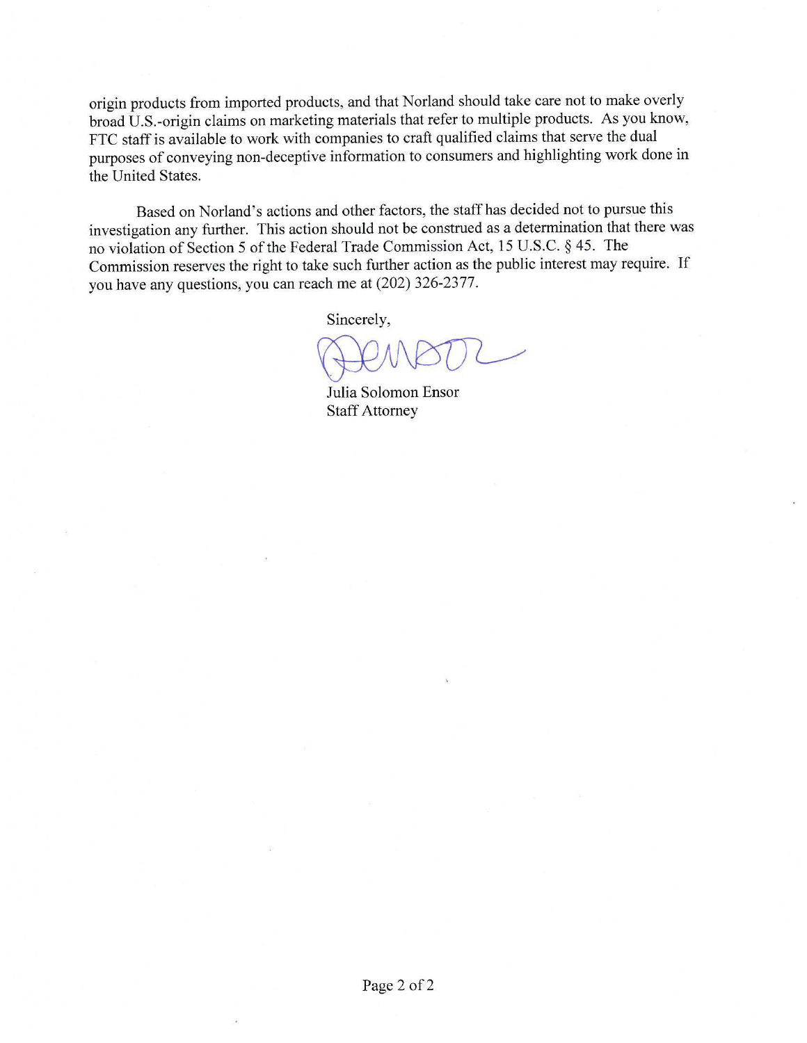origin products from imported products, and that Norland should take care not to make overly broad U.S.-origin claims on marketing materials that refer to multiple products. As you know, FTC staff is available to work with companies to craft qualified claims that serve the dual purposes of conveying non-deceptive information to consumers and highlighting work done in the United States.

Based on Norland's actions and other factors, the staff has decided not to pursue this investigation any further. This action should not be construed as a determination that there was no violation of Section 5 of the Federal Trade Commission Act, 15 U.S.C. § 45. The Commission reserves the right to take such further action as the public interest may require. If you have any questions, you can reach me at (202) 326-2377.

Sincerely,

Julia Solomon Ensor
Staff Attorney